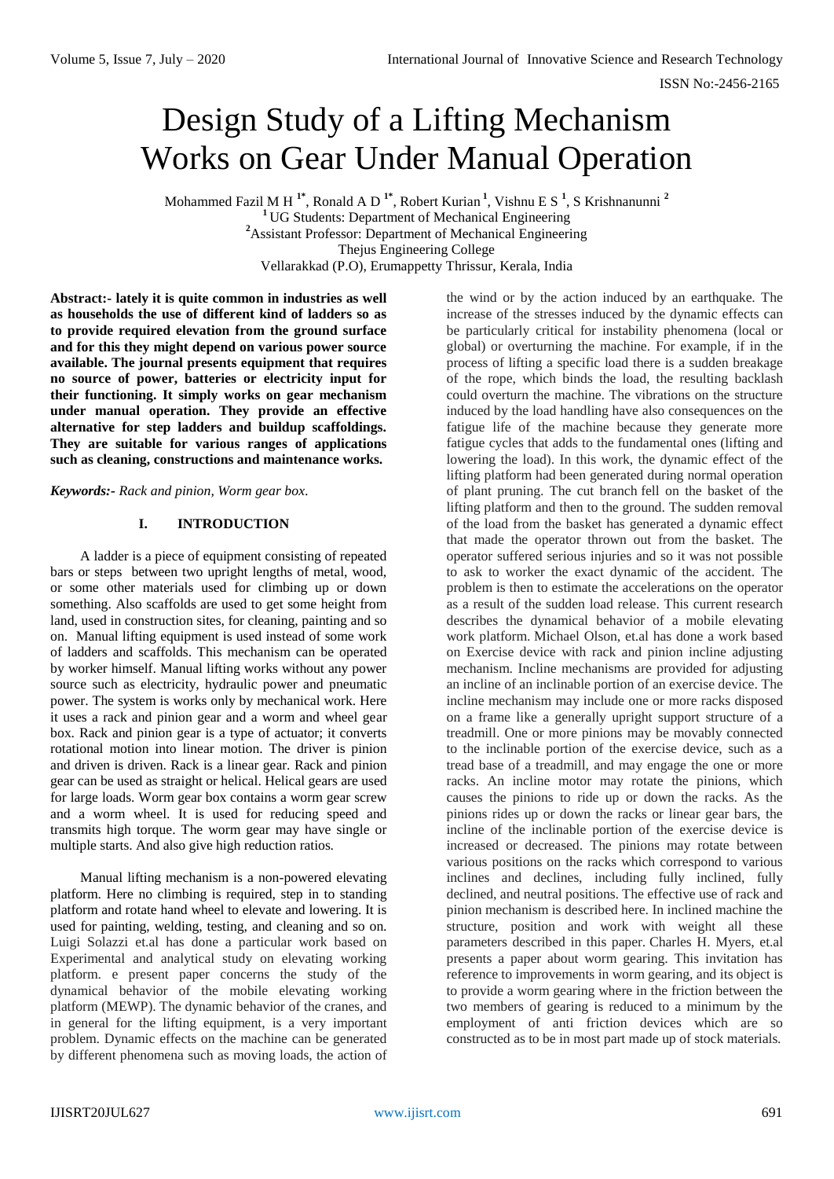# Design Study of a Lifting Mechanism Works on Gear Under Manual Operation

Mohammed Fazil M H [1*], Ronald A D [1*], Robert Kurian [1], Vishnu E S [1], S Krishnanunni [2]

[1] UG Students: Department of Mechanical Engineering
[2] Assistant Professor: Department of Mechanical Engineering
Thejus Engineering College
Vellarakkad (P.O), Erumappetty Thrissur, Kerala, India

**Abstract:- lately it is quite common in industries as well as households the use of different kind of ladders so as to provide required elevation from the ground surface and for this they might depend on various power source available. The journal presents equipment that requires no source of power, batteries or electricity input for their functioning. It simply works on gear mechanism under manual operation. They provide an effective alternative for step ladders and buildup scaffoldings. They are suitable for various ranges of applications such as cleaning, constructions and maintenance works.**

***Keywords:-*** *Rack and pinion, Worm gear box.*

## I. INTRODUCTION

A ladder is a piece of equipment consisting of repeated bars or steps between two upright lengths of metal, wood, or some other materials used for climbing up or down something. Also scaffolds are used to get some height from land, used in construction sites, for cleaning, painting and so on. Manual lifting equipment is used instead of some work of ladders and scaffolds. This mechanism can be operated by worker himself. Manual lifting works without any power source such as electricity, hydraulic power and pneumatic power. The system is works only by mechanical work. Here it uses a rack and pinion gear and a worm and wheel gear box. Rack and pinion gear is a type of actuator; it converts rotational motion into linear motion. The driver is pinion and driven is driven. Rack is a linear gear. Rack and pinion gear can be used as straight or helical. Helical gears are used for large loads. Worm gear box contains a worm gear screw and a worm wheel. It is used for reducing speed and transmits high torque. The worm gear may have single or multiple starts. And also give high reduction ratios.

Manual lifting mechanism is a non-powered elevating platform. Here no climbing is required, step in to standing platform and rotate hand wheel to elevate and lowering. It is used for painting, welding, testing, and cleaning and so on. Luigi Solazzi et.al has done a particular work based on Experimental and analytical study on elevating working platform. e present paper concerns the study of the dynamical behavior of the mobile elevating working platform (MEWP). The dynamic behavior of the cranes, and in general for the lifting equipment, is a very important problem. Dynamic effects on the machine can be generated by different phenomena such as moving loads, the action of the wind or by the action induced by an earthquake. The increase of the stresses induced by the dynamic effects can be particularly critical for instability phenomena (local or global) or overturning the machine. For example, if in the process of lifting a specific load there is a sudden breakage of the rope, which binds the load, the resulting backlash could overturn the machine. The vibrations on the structure induced by the load handling have also consequences on the fatigue life of the machine because they generate more fatigue cycles that adds to the fundamental ones (lifting and lowering the load). In this work, the dynamic effect of the lifting platform had been generated during normal operation of plant pruning. The cut branch fell on the basket of the lifting platform and then to the ground. The sudden removal of the load from the basket has generated a dynamic effect that made the operator thrown out from the basket. The operator suffered serious injuries and so it was not possible to ask to worker the exact dynamic of the accident. The problem is then to estimate the accelerations on the operator as a result of the sudden load release. This current research describes the dynamical behavior of a mobile elevating work platform. Michael Olson, et.al has done a work based on Exercise device with rack and pinion incline adjusting mechanism. Incline mechanisms are provided for adjusting an incline of an inclinable portion of an exercise device. The incline mechanism may include one or more racks disposed on a frame like a generally upright support structure of a treadmill. One or more pinions may be movably connected to the inclinable portion of the exercise device, such as a tread base of a treadmill, and may engage the one or more racks. An incline motor may rotate the pinions, which causes the pinions to ride up or down the racks. As the pinions rides up or down the racks or linear gear bars, the incline of the inclinable portion of the exercise device is increased or decreased. The pinions may rotate between various positions on the racks which correspond to various inclines and declines, including fully inclined, fully declined, and neutral positions. The effective use of rack and pinion mechanism is described here. In inclined machine the structure, position and work with weight all these parameters described in this paper. Charles H. Myers, et.al presents a paper about worm gearing. This invitation has reference to improvements in worm gearing, and its object is to provide a worm gearing where in the friction between the two members of gearing is reduced to a minimum by the employment of anti friction devices which are so constructed as to be in most part made up of stock materials.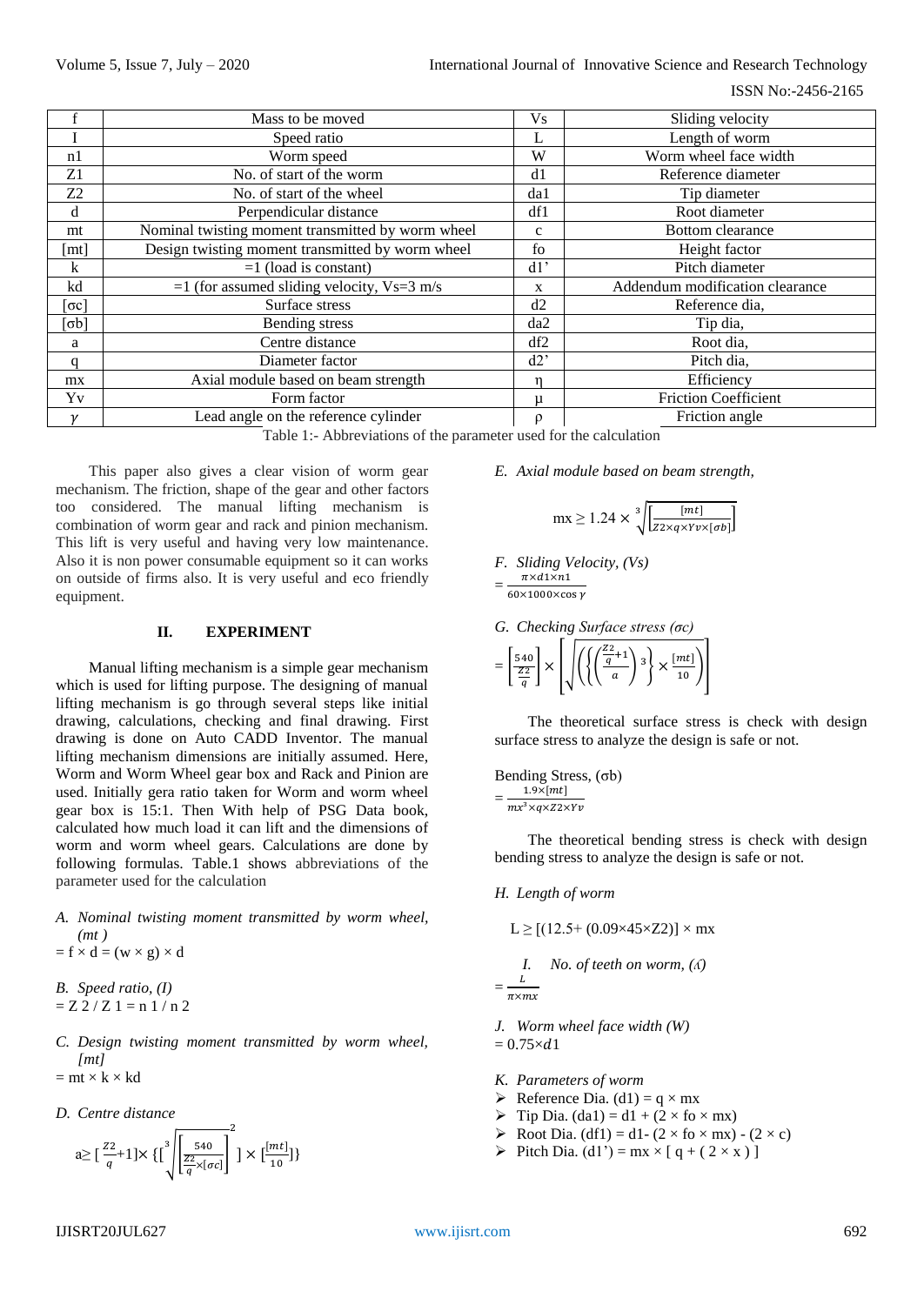| f | Mass to be moved | Vs | Sliding velocity |
|---|---|---|---|
| I | Speed ratio | L | Length of worm |
| n1 | Worm speed | W | Worm wheel face width |
| Z1 | No. of start of the worm | d1 | Reference diameter |
| Z2 | No. of start of the wheel | da1 | Tip diameter |
| d | Perpendicular distance | df1 | Root diameter |
| mt | Nominal twisting moment transmitted by worm wheel | c | Bottom clearance |
| [mt] | Design twisting moment transmitted by worm wheel | fo | Height factor |
| k | =1 (load is constant) | d1' | Pitch diameter |
| kd | =1 (for assumed sliding velocity, Vs=3 m/s | x | Addendum modification clearance |
| [σc] | Surface stress | d2 | Reference dia, |
| [σb] | Bending stress | da2 | Tip dia, |
| a | Centre distance | df2 | Root dia, |
| q | Diameter factor | d2' | Pitch dia, |
| mx | Axial module based on beam strength | η | Efficiency |
| Yv | Form factor | μ | Friction Coefficient |
| $\gamma$ | Lead angle on the reference cylinder | ρ | Friction angle |

Table 1:- Abbreviations of the parameter used for the calculation

This paper also gives a clear vision of worm gear mechanism. The friction, shape of the gear and other factors too considered. The manual lifting mechanism is combination of worm gear and rack and pinion mechanism. This lift is very useful and having very low maintenance. Also it is non power consumable equipment so it can works on outside of firms also. It is very useful and eco friendly equipment.

## II. EXPERIMENT

Manual lifting mechanism is a simple gear mechanism which is used for lifting purpose. The designing of manual lifting mechanism is go through several steps like initial drawing, calculations, checking and final drawing. First drawing is done on Auto CADD Inventor. The manual lifting mechanism dimensions are initially assumed. Here, Worm and Worm Wheel gear box and Rack and Pinion are used. Initially gera ratio taken for Worm and worm wheel gear box is 15:1. Then With help of PSG Data book, calculated how much load it can lift and the dimensions of worm and worm wheel gears. Calculations are done by following formulas. Table.1 shows abbreviations of the parameter used for the calculation

*A. Nominal twisting moment transmitted by worm wheel, (mt )*

$= f \times d = (w \times g) \times d$

*B. Speed ratio, (I)*

$= Z2 / Z1 = n1 / n2$

*C. Design twisting moment transmitted by worm wheel, [mt]*

$= mt \times k \times kd$

*D. Centre distance*

$$a \geq \left[\frac{Z2}{q}+1\right] \times \left\{\left[\sqrt[3]{\left[\frac{540}{\frac{Z2}{q}\times[\sigma c]}\right]^{2}}\right] \times \left[\frac{[mt]}{10}\right]\right\}$$

*E. Axial module based on beam strength,*

$$mx \geq 1.24 \times \sqrt[3]{\left[\frac{[mt]}{Z2\times q\times Yv\times[\sigma b]}\right]}$$

*F. Sliding Velocity, (Vs)*

$$= \frac{\pi\times d1\times n1}{60\times1000\times\cos\gamma}$$

*G. Checking Surface stress (σc)*

$$= \left[\frac{540}{\frac{Z2}{q}}\right] \times \left[\sqrt{\left(\left\{\left(\frac{\frac{Z2}{q}+1}{a}\right)^{3}\right\} \times \frac{[mt]}{10}\right)}\right]$$

The theoretical surface stress is check with design surface stress to analyze the design is safe or not.

Bending Stress, (σb)

$$= \frac{1.9\times[mt]}{mx^{3}\times q\times Z2\times Yv}$$

The theoretical bending stress is check with design bending stress to analyze the design is safe or not.

*H. Length of worm*

$L \geq [(12.5+ (0.09\times45\times Z2)] \times mx$

*I. No. of teeth on worm, (ɩ)*

$$= \frac{L}{\pi\times mx}$$

*J. Worm wheel face width (W)*

$= 0.75\times d1$

*K. Parameters of worm*

- Reference Dia. (d1) = q × mx
- Tip Dia. (da1) = d1 + (2 × fo × mx)
- Root Dia. (df1) = d1- (2 × fo × mx) - (2 × c)
- Pitch Dia. (d1') = mx × [ q + ( 2 × x ) ]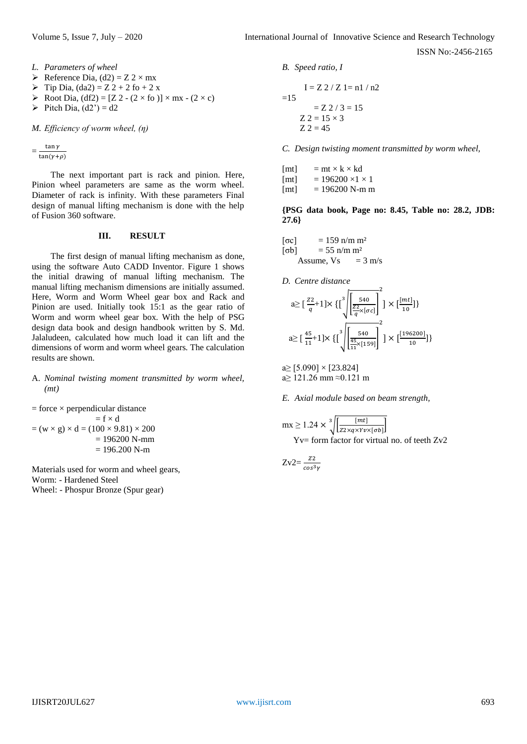*L. Parameters of wheel*

- Reference Dia, (d2) = Z 2 × mx
- Tip Dia, (da2) = Z 2 + 2 fo + 2 x
- Root Dia, (df2) = [Z 2 - (2 × fo )] × mx - (2 × c)
- Pitch Dia, (d2') = d2

*M. Efficiency of worm wheel, (η)*

$$= \frac{\tan\gamma}{\tan(\gamma+\rho)}$$

The next important part is rack and pinion. Here, Pinion wheel parameters are same as the worm wheel. Diameter of rack is infinity. With these parameters Final design of manual lifting mechanism is done with the help of Fusion 360 software.

## III. RESULT

The first design of manual lifting mechanism as done, using the software Auto CADD Inventor. Figure 1 shows the initial drawing of manual lifting mechanism. The manual lifting mechanism dimensions are initially assumed. Here, Worm and Worm Wheel gear box and Rack and Pinion are used. Initially took 15:1 as the gear ratio of Worm and worm wheel gear box. With the help of PSG design data book and design handbook written by S. Md. Jalaludeen, calculated how much load it can lift and the dimensions of worm and worm wheel gears. The calculation results are shown.

A. *Nominal twisting moment transmitted by worm wheel, (mt)*

= force × perpendicular distance
= f × d
= (w × g) × d = (100 × 9.81) × 200
= 196200 N-mm
= 196.200 N-m

Materials used for worm and wheel gears,
Worm: - Hardened Steel
Wheel: - Phospur Bronze (Spur gear)

*B. Speed ratio, I*

I = Z 2 / Z 1= n1 / n2
=15
= Z 2 / 3 = 15
Z 2 = 15 × 3
Z 2 = 45

*C. Design twisting moment transmitted by worm wheel,*

[mt] = mt × k × kd
[mt] = 196200 ×1 × 1
[mt] = 196200 N-m m

**{PSG data book, Page no: 8.45, Table no: 28.2, JDB: 27.6}**

[σc] = 159 n/m m²
[σb] = 55 n/m m²
Assume, Vs = 3 m/s

*D. Centre distance*

$$a \geq \left[\frac{Z2}{q}+1\right] \times \left\{\left[\sqrt[3]{\left[\frac{540}{\frac{Z2}{q}\times[\sigma c]}\right]^{2}}\right] \times \left[\frac{[mt]}{10}\right]\right\}$$

$$a \geq \left[\frac{45}{11}+1\right] \times \left\{\left[\sqrt[3]{\left[\frac{540}{\frac{45}{11}\times[159]}\right]^{2}}\right] \times \left[\frac{[196200]}{10}\right]\right\}$$

a≥ [5.090] × [23.824]
a≥ 121.26 mm ≈0.121 m

*E. Axial module based on beam strength,*

$$mx \geq 1.24 \times \sqrt[3]{\left[\frac{[mt]}{Z2\times q\times Yv\times[\sigma b]}\right]}$$

Yv= form factor for virtual no. of teeth Zv2

$$Zv2 = \frac{Z2}{\cos^{3}\gamma}$$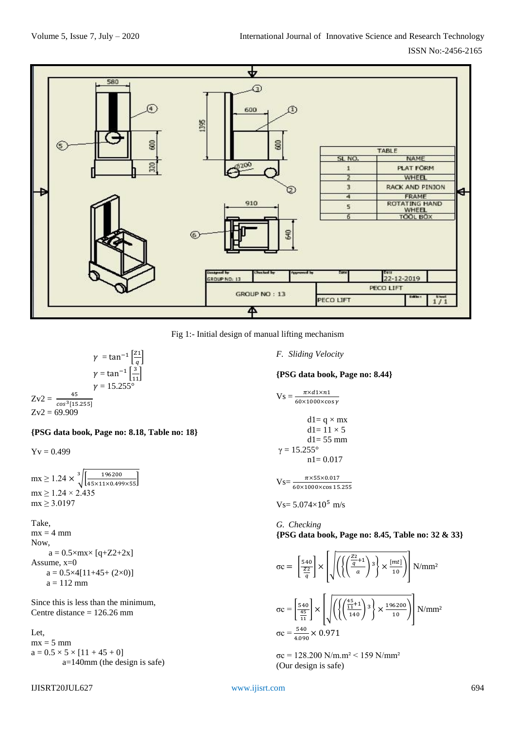Fig 1:- Initial design of manual lifting mechanism

$$\gamma = \tan^{-1}\left[\frac{Z1}{q}\right]$$

$$\gamma = \tan^{-1}\left[\frac{3}{11}\right]$$

$$\gamma = 15.255°$$

$$Zv2 = \frac{45}{\cos^3[15.255]}$$

$Zv2 = 69.909$

**{PSG data book, Page no: 8.18, Table no: 18}**

$Yv = 0.499$

$$mx \geq 1.24 \times \sqrt[3]{\left[\frac{196200}{45 \times 11 \times 0.499 \times 55}\right]}$$

$mx \geq 1.24 \times 2.435$

$mx \geq 3.0197$

Take,

$mx = 4$ mm

Now,

$a = 0.5 \times mx \times [q + Z2 + 2x]$

Assume, $x=0$

$a = 0.5 \times 4[11 + 45 + (2 \times 0)]$

$a = 112$ mm

Since this is less than the minimum,

Centre distance = 126.26 mm

Let,

$mx = 5$ mm

$a = 0.5 \times 5 \times [11 + 45 + 0]$

$a = 140$mm (the design is safe)

*F. Sliding Velocity*

**{PSG data book, Page no: 8.44}**

$$Vs = \frac{\pi \times d1 \times n1}{60 \times 1000 \times \cos\gamma}$$

$d1 = q \times mx$

$d1 = 11 \times 5$

$d1 = 55$ mm

$\gamma = 15.255°$

$n1 = 0.017$

$$Vs = \frac{\pi \times 55 \times 0.017}{60 \times 1000 \times \cos 15.255}$$

$Vs = 5.074 \times 10^5$ m/s

*G. Checking*

**{PSG data book, Page no: 8.45, Table no: 32 & 33}**

$$\sigma c = \left[\frac{540}{\frac{Z2}{q}}\right] \times \left[\sqrt{\left(\left\{\left(\frac{\frac{Z2}{q}+1}{a}\right)^3\right\} \times \frac{[mt]}{10}\right)}\right] \text{ N/mm}^2$$

$$\sigma c = \left[\frac{540}{\frac{45}{11}}\right] \times \left[\sqrt{\left(\left\{\left(\frac{\frac{45}{11}+1}{140}\right)^3\right\} \times \frac{196200}{10}\right)}\right] \text{ N/mm}^2$$

$$\sigma c = \frac{540}{4.090} \times 0.971$$

$\sigma c = 128.200$ N/m.m² < 159 N/mm²

(Our design is safe)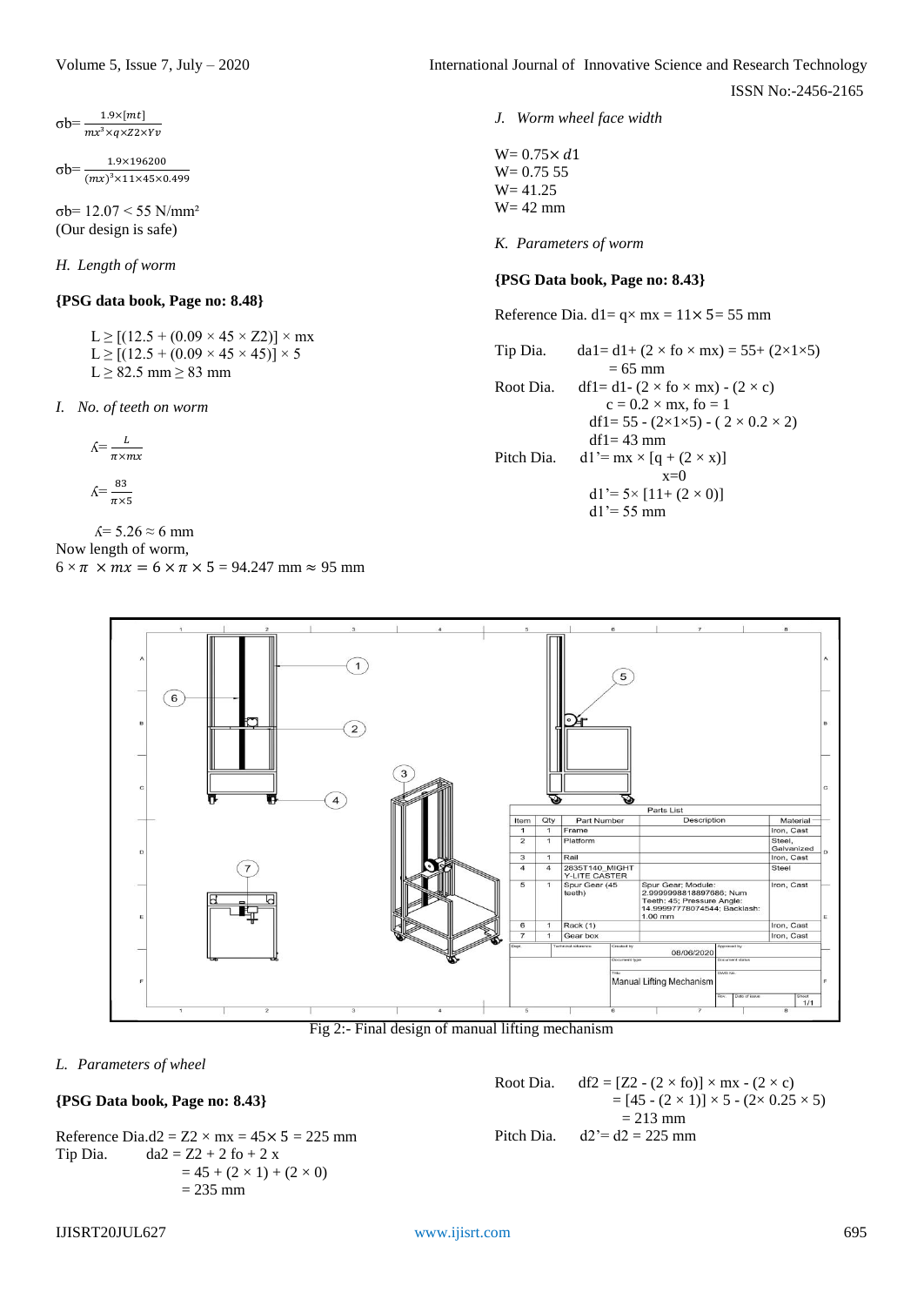$$\sigma b = \frac{1.9 \times [mt]}{mx^3 \times q \times Z2 \times Yv}$$

$$\sigma b = \frac{1.9 \times 196200}{(mx)^3 \times 11 \times 45 \times 0.499}$$

$\sigma b = 12.07 < 55$ N/mm²
(Our design is safe)

*H. Length of worm*

**{PSG data book, Page no: 8.48}**

$L \geq [(12.5 + (0.09 \times 45 \times Z2)] \times mx$
$L \geq [(12.5 + (0.09 \times 45 \times 45)] \times 5$
$L \geq 82.5$ mm $\geq 83$ mm

*I. No. of teeth on worm*

$$\lambda = \frac{L}{\pi \times mx}$$

$$\lambda = \frac{83}{\pi \times 5}$$

$\lambda = 5.26 \approx 6$ mm
Now length of worm,
$6 \times \pi \times mx = 6 \times \pi \times 5 = 94.247$ mm $\approx 95$ mm

*J. Worm wheel face width*

$W = 0.75 \times d1$
$W = 0.75\ 55$
$W = 41.25$
$W = 42$ mm

*K. Parameters of worm*

**{PSG Data book, Page no: 8.43}**

Reference Dia. $d1 = q \times mx = 11 \times 5 = 55$ mm

Tip Dia. $da1 = d1 + (2 \times fo \times mx) = 55 + (2 \times 1 \times 5)$
$= 65$ mm

Root Dia. $df1 = d1 - (2 \times fo \times mx) - (2 \times c)$
$c = 0.2 \times mx$, $fo = 1$
$df1 = 55 - (2 \times 1 \times 5) - (2 \times 0.2 \times 2)$
$df1 = 43$ mm

Pitch Dia. $d1' = mx \times [q + (2 \times x)]$
$x = 0$
$d1' = 5 \times [11 + (2 \times 0)]$
$d1' = 55$ mm

| Item | Qty | Part Number | Description | Material |
|---|---|---|---|---|
| 1 | 1 | Frame | | Iron, Cast |
| 2 | 1 | Platform | | Steel, Galvanized |
| 3 | 1 | Rail | | Iron, Cast |
| 4 | 4 | 2835T140_MIGHT Y-LITE CASTER | | Steel |
| 5 | 1 | Spur Gear (45 teeth) | Spur Gear; Module: 2.9999998818897686; Num Teeth: 45; Pressure Angle: 14.99997778074544; Backlash: 1.00 mm | Iron, Cast |
| 6 | 1 | Rack (1) | | Iron, Cast |
| 7 | 1 | Gear box | | Iron, Cast |

Created by 08/06/2020 — Title: Manual Lifting Mechanism — Sheet 1/1

Fig 2:- Final design of manual lifting mechanism

*L. Parameters of wheel*

**{PSG Data book, Page no: 8.43}**

Reference Dia. $d2 = Z2 \times mx = 45 \times 5 = 225$ mm

Tip Dia. $da2 = Z2 + 2\ fo + 2\ x$
$= 45 + (2 \times 1) + (2 \times 0)$
$= 235$ mm

Root Dia. $df2 = [Z2 - (2 \times fo)] \times mx - (2 \times c)$
$= [45 - (2 \times 1)] \times 5 - (2 \times 0.25 \times 5)$
$= 213$ mm

Pitch Dia. $d2' = d2 = 225$ mm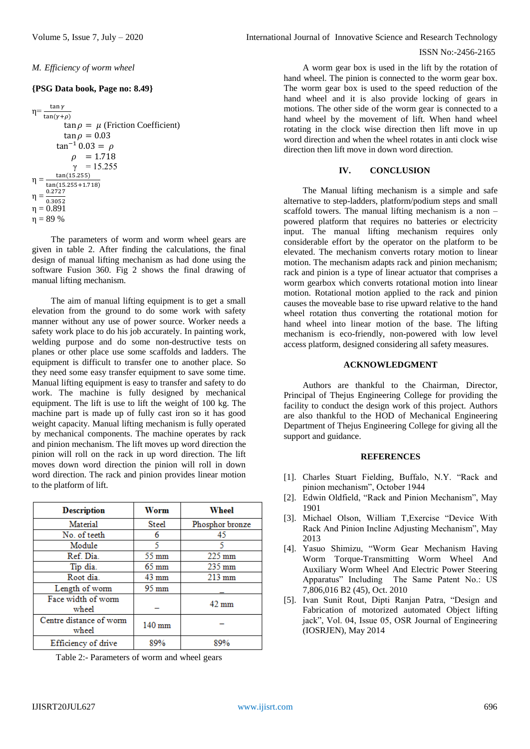*M. Efficiency of worm wheel*

**{PSG Data book, Page no: 8.49}**

$$\eta = \frac{\tan \gamma}{\tan(\gamma + \rho)}$$

$\tan \rho = \mu$ (Friction Coefficient)

$\tan \rho = 0.03$

$\tan^{-1} 0.03 = \rho$

$\rho = 1.718$

$\gamma = 15.255$

$$\eta = \frac{\tan(15.255)}{\tan(15.255+1.718)}$$

$$\eta = \frac{0.2727}{0.3052}$$

$\eta = 0.891$

$\eta = 89$ %

The parameters of worm and worm wheel gears are given in table 2. After finding the calculations, the final design of manual lifting mechanism as had done using the software Fusion 360. Fig 2 shows the final drawing of manual lifting mechanism.

The aim of manual lifting equipment is to get a small elevation from the ground to do some work with safety manner without any use of power source. Worker needs a safety work place to do his job accurately. In painting work, welding purpose and do some non-destructive tests on planes or other place use some scaffolds and ladders. The equipment is difficult to transfer one to another place. So they need some easy transfer equipment to save some time. Manual lifting equipment is easy to transfer and safety to do work. The machine is fully designed by mechanical equipment. The lift is use to lift the weight of 100 kg. The machine part is made up of fully cast iron so it has good weight capacity. Manual lifting mechanism is fully operated by mechanical components. The machine operates by rack and pinion mechanism. The lift moves up word direction the pinion will roll on the rack in up word direction. The lift moves down word direction the pinion will roll in down word direction. The rack and pinion provides linear motion to the platform of lift.

| Description | Worm | Wheel |
|---|---|---|
| Material | Steel | Phosphor bronze |
| No. of teeth | 6 | 45 |
| Module | 5 | 5 |
| Ref. Dia. | 55 mm | 225 mm |
| Tip dia. | 65 mm | 235 mm |
| Root dia. | 43 mm | 213 mm |
| Length of worm | 95 mm | _ |
| Face width of worm wheel | – | 42 mm |
| Centre distance of worm wheel | 140 mm | – |
| Efficiency of drive | 89% | 89% |

Table 2:- Parameters of worm and wheel gears

A worm gear box is used in the lift by the rotation of hand wheel. The pinion is connected to the worm gear box. The worm gear box is used to the speed reduction of the hand wheel and it is also provide locking of gears in motions. The other side of the worm gear is connected to a hand wheel by the movement of lift. When hand wheel rotating in the clock wise direction then lift move in up word direction and when the wheel rotates in anti clock wise direction then lift move in down word direction.

## IV. CONCLUSION

The Manual lifting mechanism is a simple and safe alternative to step-ladders, platform/podium steps and small scaffold towers. The manual lifting mechanism is a non – powered platform that requires no batteries or electricity input. The manual lifting mechanism requires only considerable effort by the operator on the platform to be elevated. The mechanism converts rotary motion to linear motion. The mechanism adapts rack and pinion mechanism; rack and pinion is a type of linear actuator that comprises a worm gearbox which converts rotational motion into linear motion. Rotational motion applied to the rack and pinion causes the moveable base to rise upward relative to the hand wheel rotation thus converting the rotational motion for hand wheel into linear motion of the base. The lifting mechanism is eco-friendly, non-powered with low level access platform, designed considering all safety measures.

## ACKNOWLEDGMENT

Authors are thankful to the Chairman, Director, Principal of Thejus Engineering College for providing the facility to conduct the design work of this project. Authors are also thankful to the HOD of Mechanical Engineering Department of Thejus Engineering College for giving all the support and guidance.

## REFERENCES

[1]. Charles Stuart Fielding, Buffalo, N.Y. "Rack and pinion mechanism", October 1944

[2]. Edwin Oldfield, "Rack and Pinion Mechanism", May 1901

[3]. Michael Olson, William T,Exercise "Device With Rack And Pinion Incline Adjusting Mechanism", May 2013

[4]. Yasuo Shimizu, "Worm Gear Mechanism Having Worm Torque-Transmitting Worm Wheel And Auxiliary Worm Wheel And Electric Power Steering Apparatus" Including The Same Patent No.: US 7,806,016 B2 (45), Oct. 2010

[5]. Ivan Sunit Rout, Dipti Ranjan Patra, "Design and Fabrication of motorized automated Object lifting jack", Vol. 04, Issue 05, OSR Journal of Engineering (IOSRJEN), May 2014